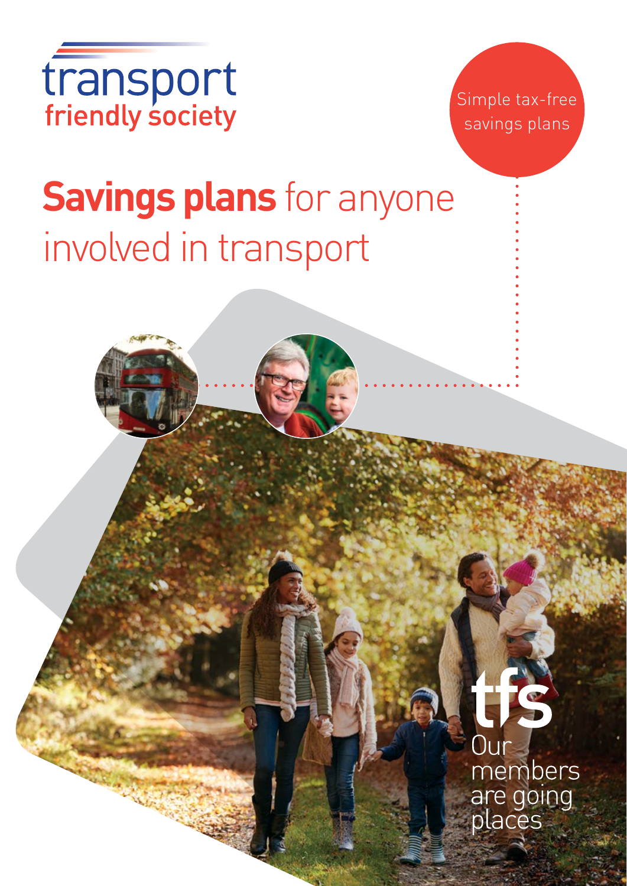transport
friendly society

Simple tax-free savings plans

# **Savings plans** for anyone involved in transport

tfs

Our members are going places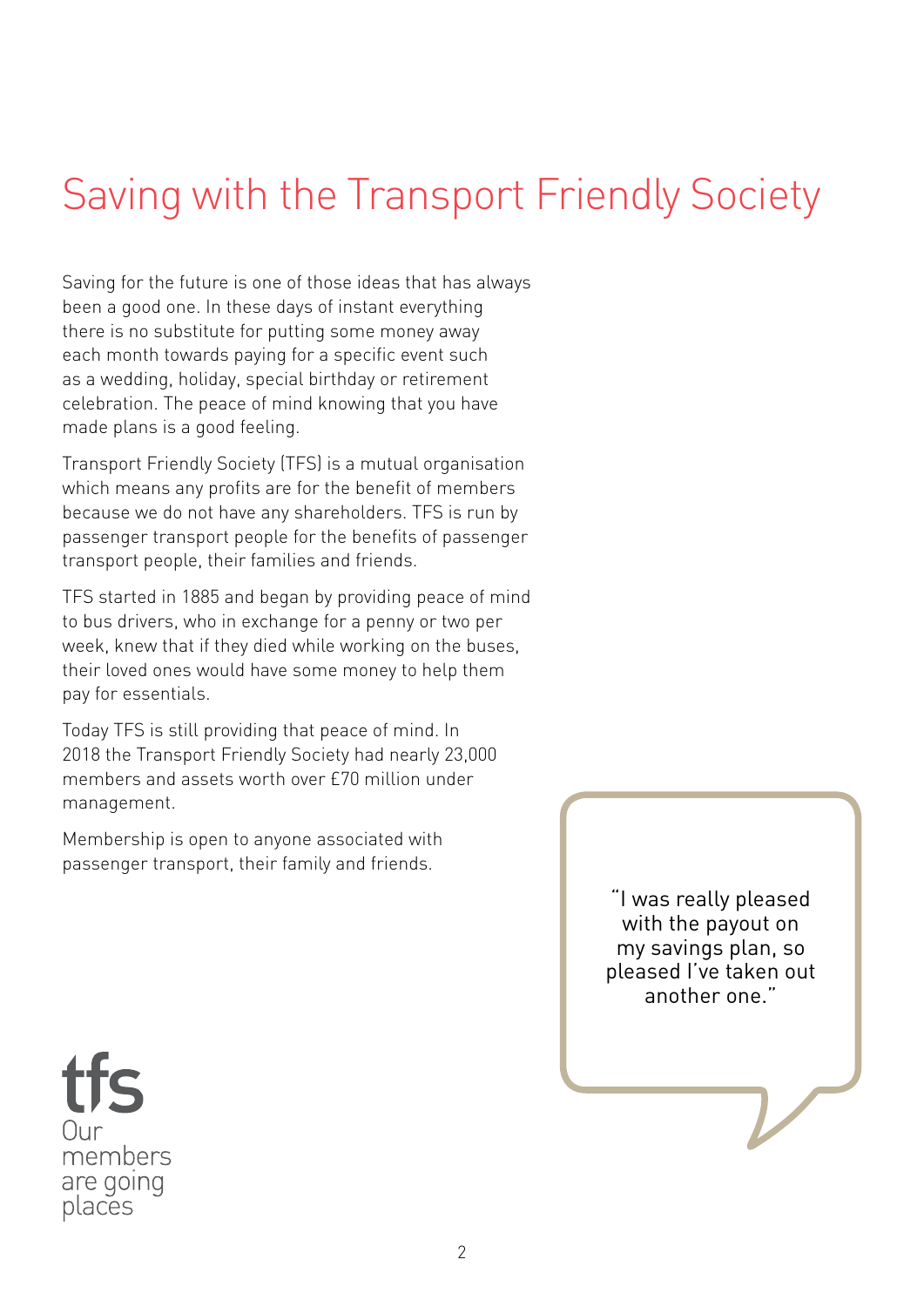# Saving with the Transport Friendly Society

Saving for the future is one of those ideas that has always been a good one. In these days of instant everything there is no substitute for putting some money away each month towards paying for a specific event such as a wedding, holiday, special birthday or retirement celebration. The peace of mind knowing that you have made plans is a good feeling.

Transport Friendly Society (TFS) is a mutual organisation which means any profits are for the benefit of members because we do not have any shareholders. TFS is run by passenger transport people for the benefits of passenger transport people, their families and friends.

TFS started in 1885 and began by providing peace of mind to bus drivers, who in exchange for a penny or two per week, knew that if they died while working on the buses, their loved ones would have some money to help them pay for essentials.

Today TFS is still providing that peace of mind. In 2018 the Transport Friendly Society had nearly 23,000 members and assets worth over £70 million under management.

Membership is open to anyone associated with passenger transport, their family and friends.

"I was really pleased with the payout on my savings plan, so pleased I've taken out another one."

tfs
Our members are going places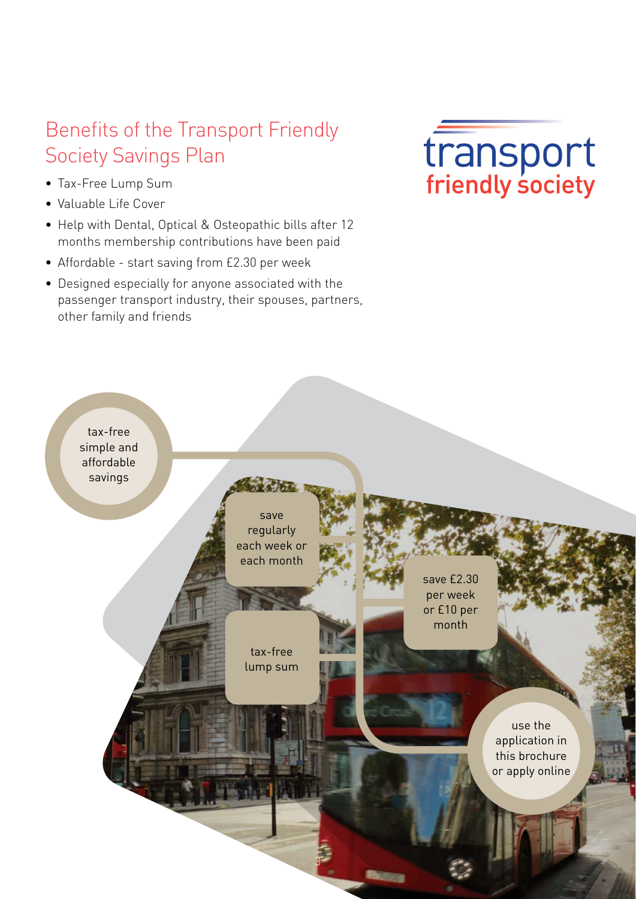## Benefits of the Transport Friendly Society Savings Plan

- Tax-Free Lump Sum
- Valuable Life Cover
- Help with Dental, Optical & Osteopathic bills after 12 months membership contributions have been paid
- Affordable - start saving from £2.30 per week
- Designed especially for anyone associated with the passenger transport industry, their spouses, partners, other family and friends

transport friendly society

tax-free simple and affordable savings

save regularly each week or each month

tax-free lump sum

save £2.30 per week or £10 per month

use the application in this brochure or apply online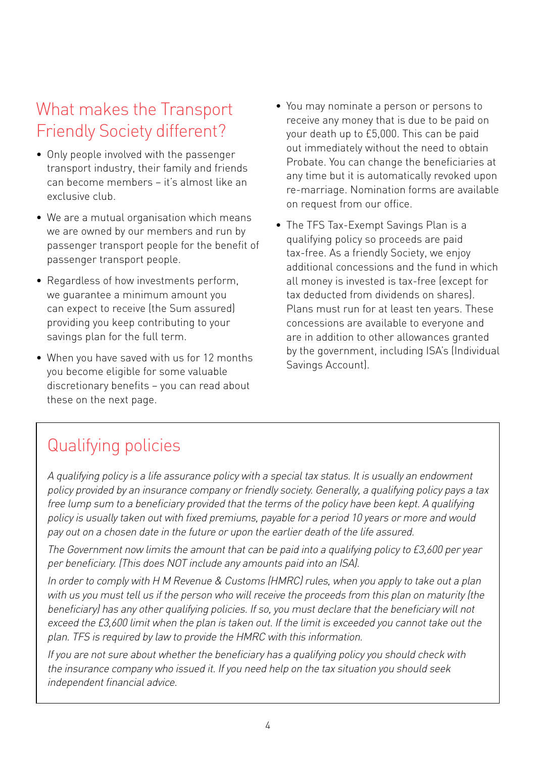## What makes the Transport Friendly Society different?

- Only people involved with the passenger transport industry, their family and friends can become members – it's almost like an exclusive club.
- We are a mutual organisation which means we are owned by our members and run by passenger transport people for the benefit of passenger transport people.
- Regardless of how investments perform, we guarantee a minimum amount you can expect to receive (the Sum assured) providing you keep contributing to your savings plan for the full term.
- When you have saved with us for 12 months you become eligible for some valuable discretionary benefits – you can read about these on the next page.
- You may nominate a person or persons to receive any money that is due to be paid on your death up to £5,000. This can be paid out immediately without the need to obtain Probate. You can change the beneficiaries at any time but it is automatically revoked upon re-marriage. Nomination forms are available on request from our office.
- The TFS Tax-Exempt Savings Plan is a qualifying policy so proceeds are paid tax-free. As a friendly Society, we enjoy additional concessions and the fund in which all money is invested is tax-free (except for tax deducted from dividends on shares). Plans must run for at least ten years. These concessions are available to everyone and are in addition to other allowances granted by the government, including ISA's (Individual Savings Account).

## Qualifying policies

*A qualifying policy is a life assurance policy with a special tax status. It is usually an endowment policy provided by an insurance company or friendly society. Generally, a qualifying policy pays a tax free lump sum to a beneficiary provided that the terms of the policy have been kept. A qualifying policy is usually taken out with fixed premiums, payable for a period 10 years or more and would pay out on a chosen date in the future or upon the earlier death of the life assured.*

*The Government now limits the amount that can be paid into a qualifying policy to £3,600 per year per beneficiary. (This does NOT include any amounts paid into an ISA).*

*In order to comply with H M Revenue & Customs (HMRC) rules, when you apply to take out a plan with us you must tell us if the person who will receive the proceeds from this plan on maturity (the beneficiary) has any other qualifying policies. If so, you must declare that the beneficiary will not exceed the £3,600 limit when the plan is taken out. If the limit is exceeded you cannot take out the plan. TFS is required by law to provide the HMRC with this information.*

*If you are not sure about whether the beneficiary has a qualifying policy you should check with the insurance company who issued it. If you need help on the tax situation you should seek independent financial advice.*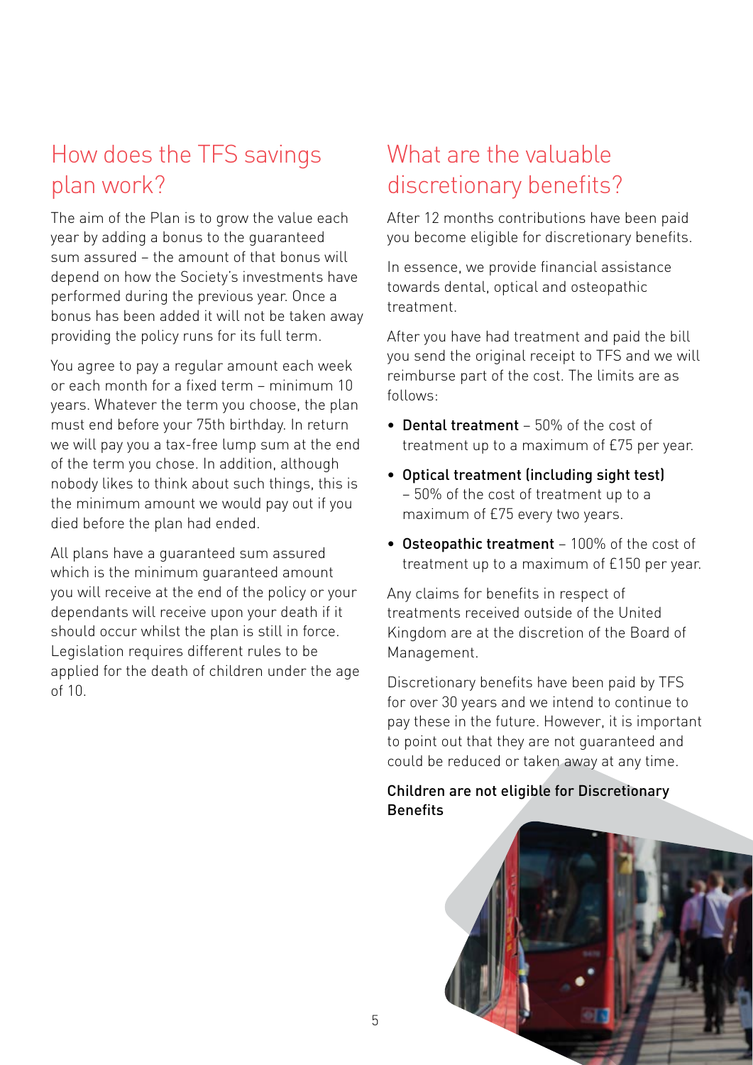## How does the TFS savings plan work?

The aim of the Plan is to grow the value each year by adding a bonus to the guaranteed sum assured – the amount of that bonus will depend on how the Society's investments have performed during the previous year. Once a bonus has been added it will not be taken away providing the policy runs for its full term.

You agree to pay a regular amount each week or each month for a fixed term – minimum 10 years. Whatever the term you choose, the plan must end before your 75th birthday. In return we will pay you a tax-free lump sum at the end of the term you chose. In addition, although nobody likes to think about such things, this is the minimum amount we would pay out if you died before the plan had ended.

All plans have a guaranteed sum assured which is the minimum guaranteed amount you will receive at the end of the policy or your dependants will receive upon your death if it should occur whilst the plan is still in force. Legislation requires different rules to be applied for the death of children under the age of 10.

## What are the valuable discretionary benefits?

After 12 months contributions have been paid you become eligible for discretionary benefits.

In essence, we provide financial assistance towards dental, optical and osteopathic treatment.

After you have had treatment and paid the bill you send the original receipt to TFS and we will reimburse part of the cost. The limits are as follows:

- **Dental treatment** – 50% of the cost of treatment up to a maximum of £75 per year.
- **Optical treatment (including sight test)** – 50% of the cost of treatment up to a maximum of £75 every two years.
- **Osteopathic treatment** – 100% of the cost of treatment up to a maximum of £150 per year.

Any claims for benefits in respect of treatments received outside of the United Kingdom are at the discretion of the Board of Management.

Discretionary benefits have been paid by TFS for over 30 years and we intend to continue to pay these in the future. However, it is important to point out that they are not guaranteed and could be reduced or taken away at any time.

**Children are not eligible for Discretionary Benefits**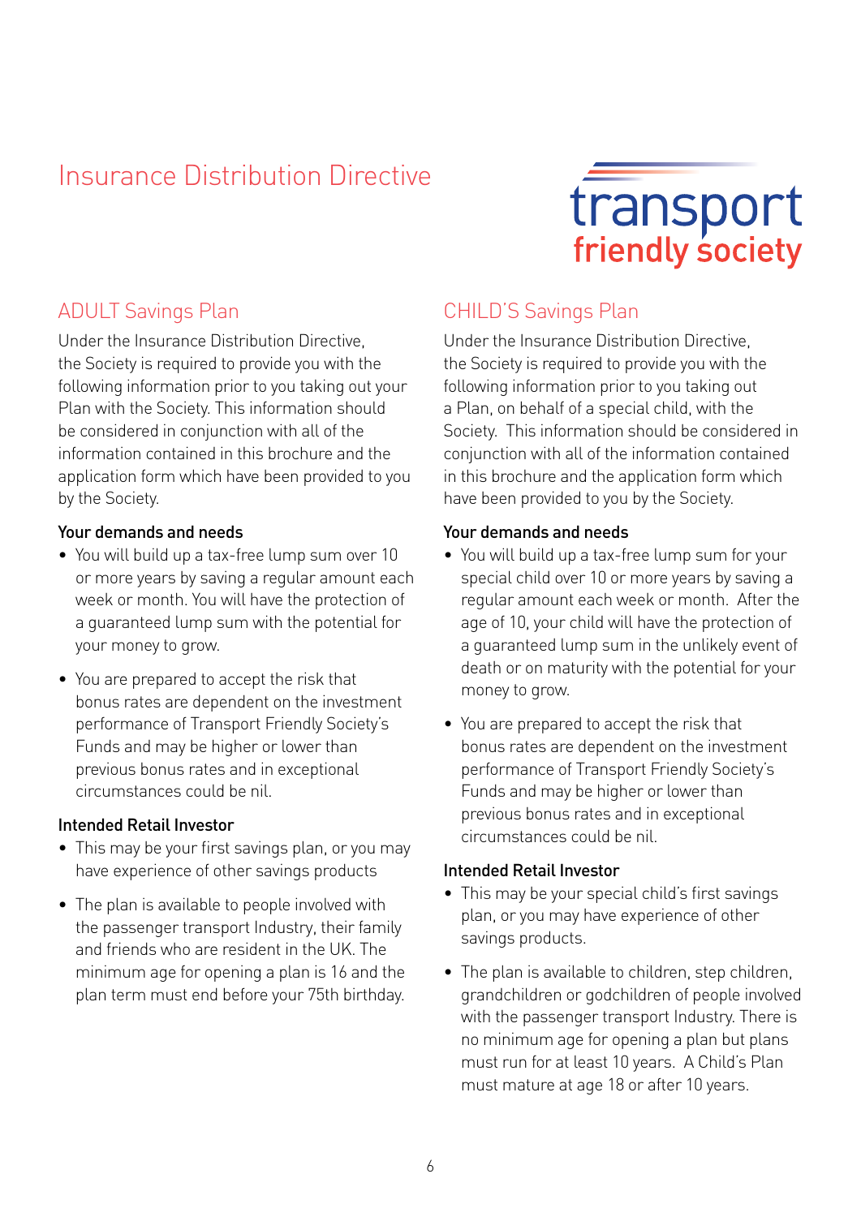# Insurance Distribution Directive

transport friendly society

## ADULT Savings Plan

Under the Insurance Distribution Directive, the Society is required to provide you with the following information prior to you taking out your Plan with the Society. This information should be considered in conjunction with all of the information contained in this brochure and the application form which have been provided to you by the Society.

### Your demands and needs

- You will build up a tax-free lump sum over 10 or more years by saving a regular amount each week or month. You will have the protection of a guaranteed lump sum with the potential for your money to grow.
- You are prepared to accept the risk that bonus rates are dependent on the investment performance of Transport Friendly Society's Funds and may be higher or lower than previous bonus rates and in exceptional circumstances could be nil.

### Intended Retail Investor

- This may be your first savings plan, or you may have experience of other savings products
- The plan is available to people involved with the passenger transport Industry, their family and friends who are resident in the UK. The minimum age for opening a plan is 16 and the plan term must end before your 75th birthday.

## CHILD'S Savings Plan

Under the Insurance Distribution Directive, the Society is required to provide you with the following information prior to you taking out a Plan, on behalf of a special child, with the Society. This information should be considered in conjunction with all of the information contained in this brochure and the application form which have been provided to you by the Society.

### Your demands and needs

- You will build up a tax-free lump sum for your special child over 10 or more years by saving a regular amount each week or month. After the age of 10, your child will have the protection of a guaranteed lump sum in the unlikely event of death or on maturity with the potential for your money to grow.
- You are prepared to accept the risk that bonus rates are dependent on the investment performance of Transport Friendly Society's Funds and may be higher or lower than previous bonus rates and in exceptional circumstances could be nil.

### Intended Retail Investor

- This may be your special child's first savings plan, or you may have experience of other savings products.
- The plan is available to children, step children, grandchildren or godchildren of people involved with the passenger transport Industry. There is no minimum age for opening a plan but plans must run for at least 10 years. A Child's Plan must mature at age 18 or after 10 years.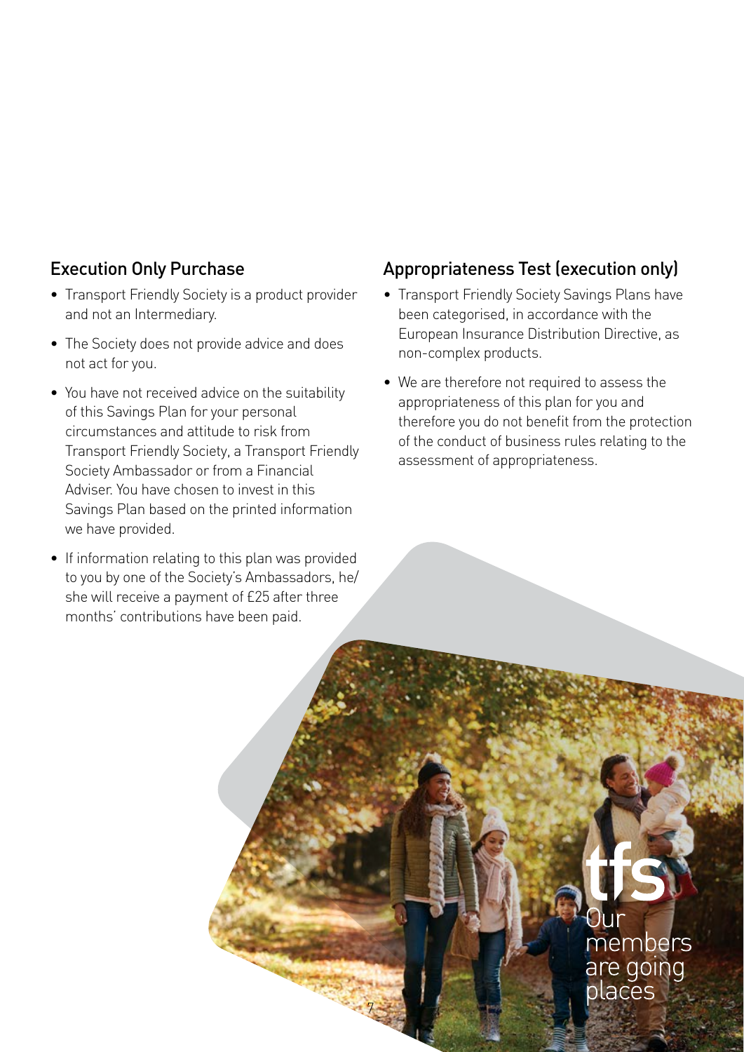## Execution Only Purchase

- Transport Friendly Society is a product provider and not an Intermediary.
- The Society does not provide advice and does not act for you.
- You have not received advice on the suitability of this Savings Plan for your personal circumstances and attitude to risk from Transport Friendly Society, a Transport Friendly Society Ambassador or from a Financial Adviser. You have chosen to invest in this Savings Plan based on the printed information we have provided.
- If information relating to this plan was provided to you by one of the Society's Ambassadors, he/she will receive a payment of £25 after three months' contributions have been paid.

## Appropriateness Test (execution only)

- Transport Friendly Society Savings Plans have been categorised, in accordance with the European Insurance Distribution Directive, as non-complex products.
- We are therefore not required to assess the appropriateness of this plan for you and therefore you do not benefit from the protection of the conduct of business rules relating to the assessment of appropriateness.

tfs

Our members are going places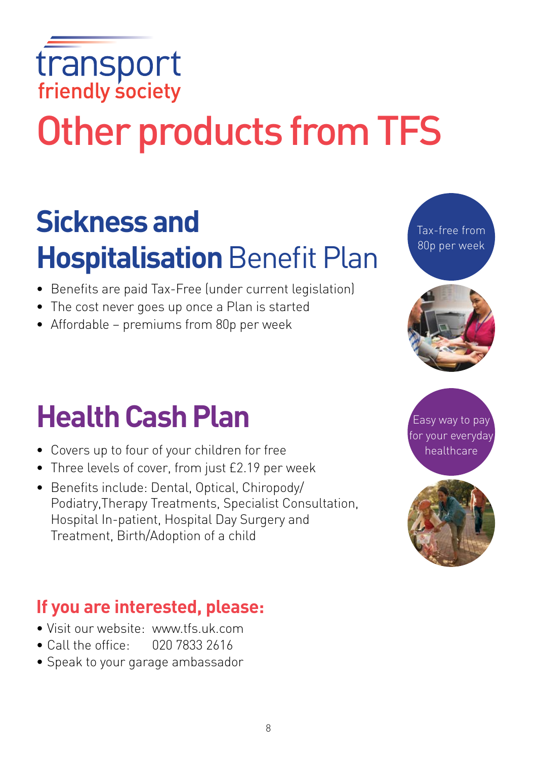transport friendly society

# Other products from TFS

## **Sickness and Hospitalisation** Benefit Plan

Tax-free from 80p per week

- Benefits are paid Tax-Free (under current legislation)
- The cost never goes up once a Plan is started
- Affordable – premiums from 80p per week

## Health Cash Plan

Easy way to pay for your everyday healthcare

- Covers up to four of your children for free
- Three levels of cover, from just £2.19 per week
- Benefits include: Dental, Optical, Chiropody/ Podiatry,Therapy Treatments, Specialist Consultation, Hospital In-patient, Hospital Day Surgery and Treatment, Birth/Adoption of a child

### If you are interested, please:

- Visit our website: www.tfs.uk.com
- Call the office: 020 7833 2616
- Speak to your garage ambassador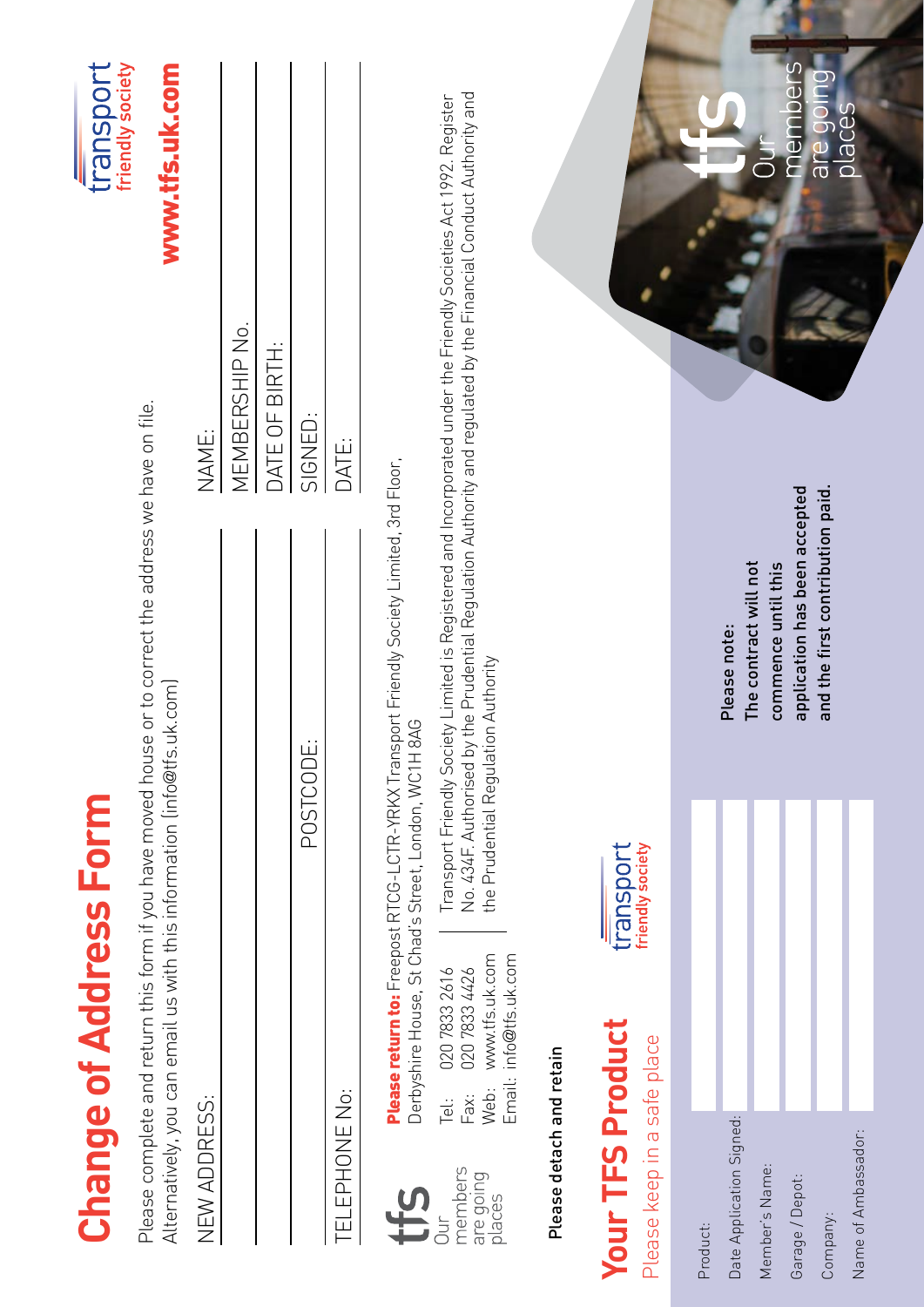# Change of Address Form

transport friendly society

**www.tfs.uk.com**

Please complete and return this form if you have moved house or to correct the address we have on file. Alternatively, you can email us with this information (info@tfs.uk.com)

NEW ADDRESS: ______________________

______________________

______________________ POSTCODE: ______________________

TELEPHONE No: ______________________

NAME: ______________________

MEMBERSHIP No. ______________________

DATE OF BIRTH: ______________________

SIGNED: ______________________

DATE: ______________________

**Please return to:** Freepost RTCG-LCTR-YRKX Transport Friendly Society Limited, 3rd Floor, Derbyshire House, St Chad's Street, London, WC1H 8AG

tfs Our members are going places

Tel: 020 7833 2616
Fax: 020 7833 4426
Web: www.tfs.uk.com
Email: info@tfs.uk.com

Transport Friendly Society Limited is Registered and Incorporated under the Friendly Societies Act 1992. Register No. 434F. Authorised by the Prudential Regulation Authority and regulated by the Financial Conduct Authority and the Prudential Regulation Authority

**Please detach and retain**

## Your TFS Product

Please keep in a safe place

transport friendly society

| | |
|---|---|
| Product: | |
| Date Application Signed: | |
| Member's Name: | |
| Garage / Depot: | |
| Company: | |
| Name of Ambassador: | |

**Please note:**
**The contract will not commence until this application has been accepted and the first contribution paid.**

tfs Our members are going places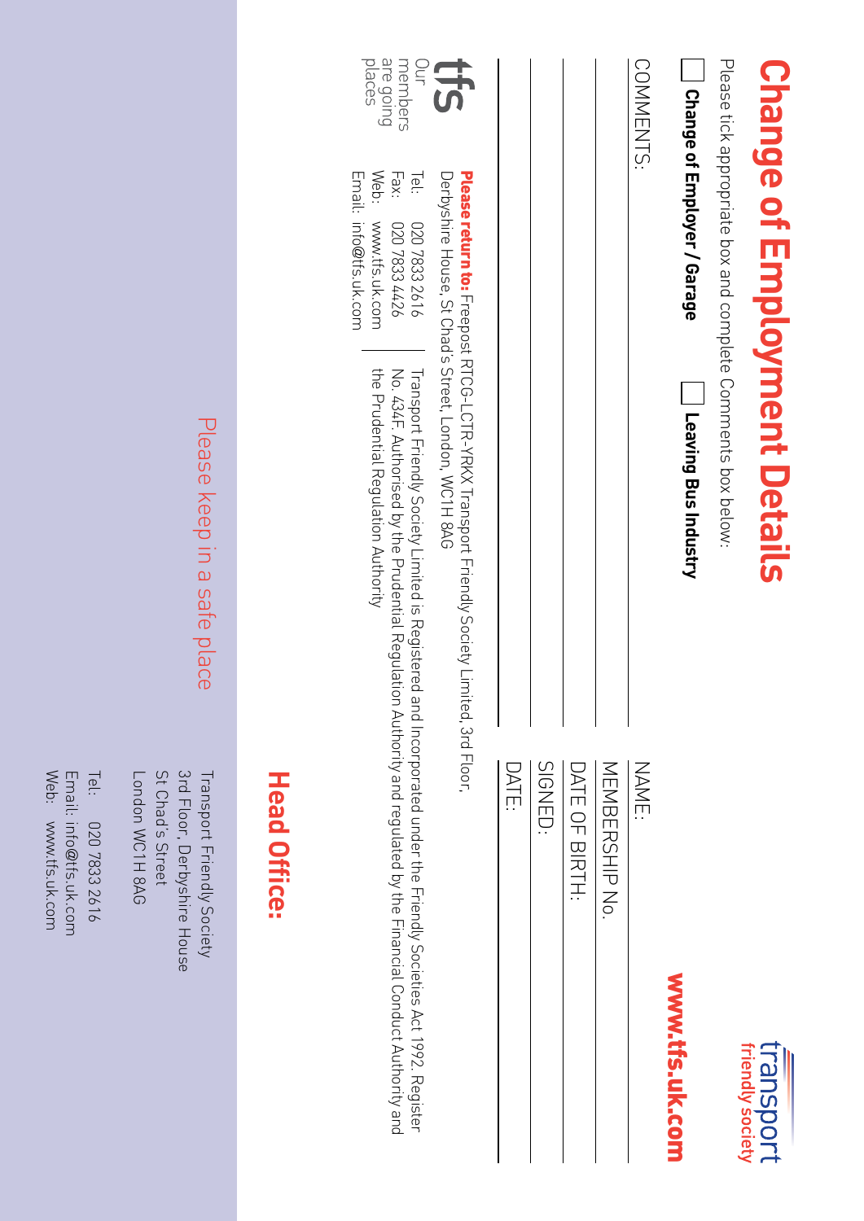# Change of Employment Details

transport friendly society

**www.tfs.uk.com**

Please tick appropriate box and complete Comments box below:

☐ **Change of Employer / Garage** ☐ **Leaving Bus Industry**

COMMENTS:

NAME:

MEMBERSHIP No.

DATE OF BIRTH:

SIGNED:

DATE:

tfs

Our members are going places

**Please return to:** Freepost RTCG-LCTR-YRKX Transport Friendly Society Limited, 3rd Floor, Derbyshire House, St Chad's Street, London, WC1H 8AG

Tel: 020 7833 2616
Fax: 020 7833 4426
Web: www.tfs.uk.com
Email: info@tfs.uk.com

Transport Friendly Society Limited is Registered and Incorporated under the Friendly Societies Act 1992. Register No. 434F. Authorised by the Prudential Regulation Authority and regulated by the Financial Conduct Authority and the Prudential Regulation Authority

Please keep in a safe place

## Head Office:

Transport Friendly Society
3rd Floor, Derbyshire House
St Chad's Street
London WC1H 8AG

Tel: 020 7833 2616
Email: info@tfs.uk.com
Web: www.tfs.uk.com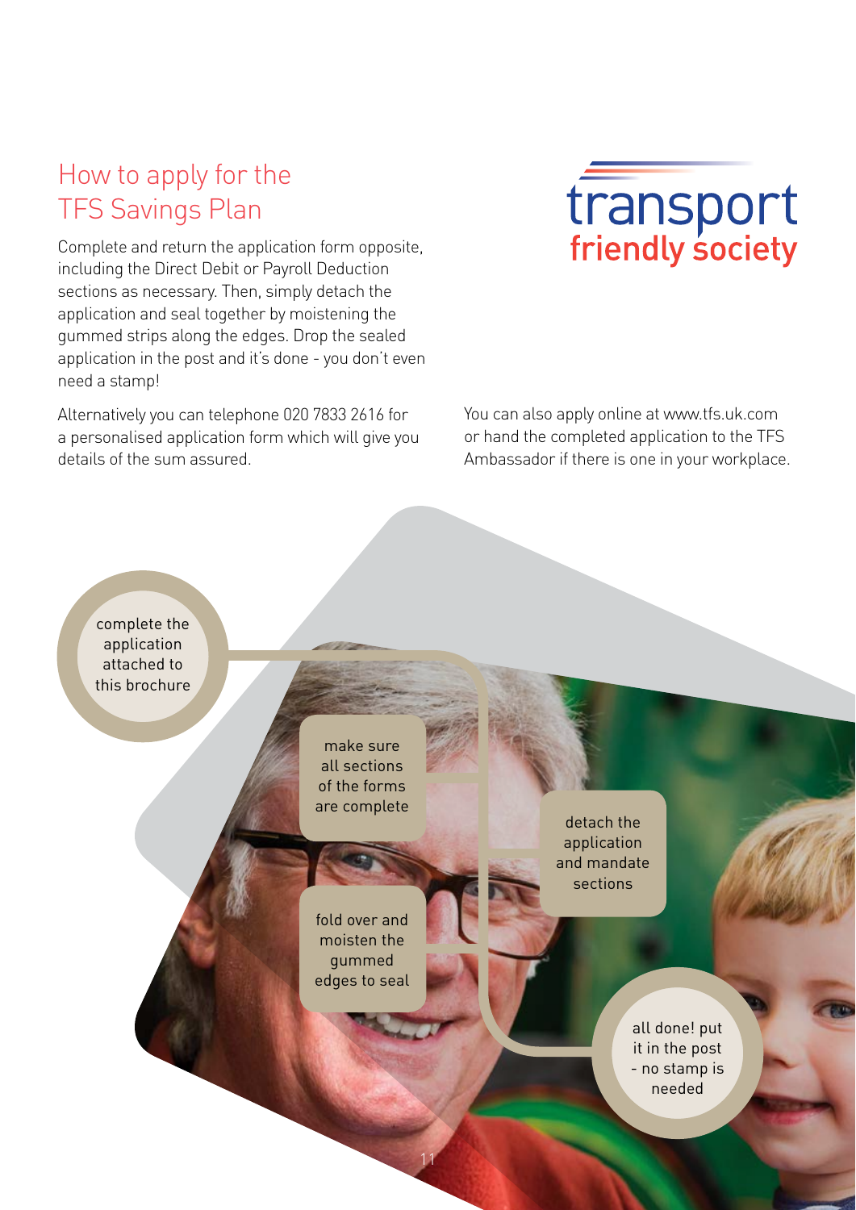# How to apply for the TFS Savings Plan

Complete and return the application form opposite, including the Direct Debit or Payroll Deduction sections as necessary. Then, simply detach the application and seal together by moistening the gummed strips along the edges. Drop the sealed application in the post and it's done - you don't even need a stamp!

Alternatively you can telephone 020 7833 2616 for a personalised application form which will give you details of the sum assured.

You can also apply online at www.tfs.uk.com or hand the completed application to the TFS Ambassador if there is one in your workplace.

transport friendly society

- complete the application attached to this brochure
- make sure all sections of the forms are complete
- fold over and moisten the gummed edges to seal
- detach the application and mandate sections
- all done! put it in the post - no stamp is needed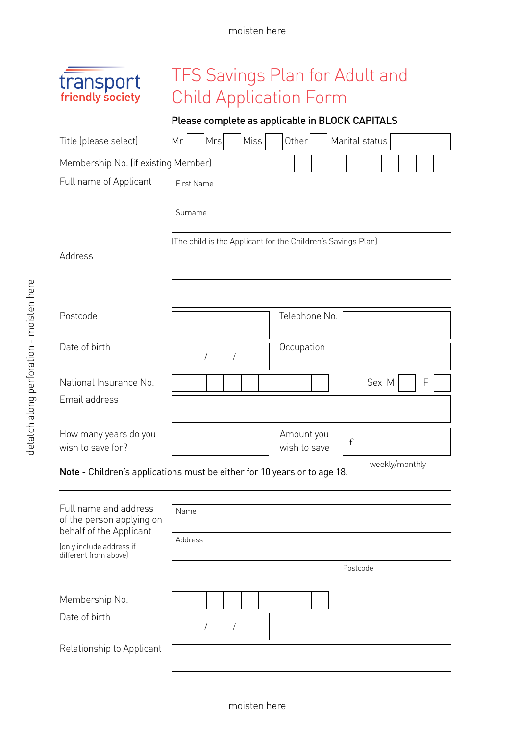moisten here

transport friendly society

# TFS Savings Plan for Adult and Child Application Form

**Please complete as applicable in BLOCK CAPITALS**

Title (please select) Mr ☐ Mrs ☐ Miss ☐ Other ☐ Marital status ☐

Membership No. (if existing Member)

Full name of Applicant

First Name

Surname

(The child is the Applicant for the Children's Savings Plan)

Address

Postcode

Telephone No.

Date of birth / /

Occupation

National Insurance No.

Sex M ☐ F ☐

Email address

How many years do you wish to save for?

Amount you wish to save £

weekly/monthly

**Note** - Children's applications must be either for 10 years or to age 18.

---

Full name and address of the person applying on behalf of the Applicant

(only include address if different from above)

Name

Address

Postcode

Membership No.

Date of birth / /

Relationship to Applicant

detatch along perforation - moisten here

moisten here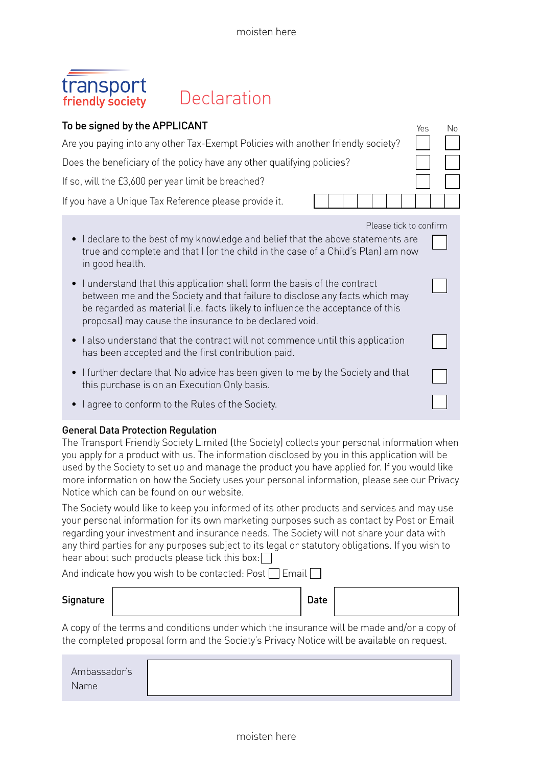transport friendly society

# Declaration

**To be signed by the APPLICANT**

| | Yes | No |
|---|---|---|
| Are you paying into any other Tax-Exempt Policies with another friendly society? | ☐ | ☐ |
| Does the beneficiary of the policy have any other qualifying policies? | ☐ | ☐ |
| If so, will the £3,600 per year limit be breached? | ☐ | ☐ |

If you have a Unique Tax Reference please provide it. ☐☐☐☐☐☐☐☐☐☐

Please tick to confirm

- I declare to the best of my knowledge and belief that the above statements are true and complete and that I (or the child in the case of a Child's Plan) am now in good health. ☐
- I understand that this application shall form the basis of the contract between me and the Society and that failure to disclose any facts which may be regarded as material (i.e. facts likely to influence the acceptance of this proposal) may cause the insurance to be declared void. ☐
- I also understand that the contract will not commence until this application has been accepted and the first contribution paid. ☐
- I further declare that No advice has been given to me by the Society and that this purchase is on an Execution Only basis. ☐
- I agree to conform to the Rules of the Society. ☐

**General Data Protection Regulation**

The Transport Friendly Society Limited (the Society) collects your personal information when you apply for a product with us. The information disclosed by you in this application will be used by the Society to set up and manage the product you have applied for. If you would like more information on how the Society uses your personal information, please see our Privacy Notice which can be found on our website.

The Society would like to keep you informed of its other products and services and may use your personal information for its own marketing purposes such as contact by Post or Email regarding your investment and insurance needs. The Society will not share your data with any third parties for any purposes subject to its legal or statutory obligations. If you wish to hear about such products please tick this box: ☐

And indicate how you wish to be contacted: Post ☐ Email ☐

**Signature** ____________________ **Date** ____________

A copy of the terms and conditions under which the insurance will be made and/or a copy of the completed proposal form and the Society's Privacy Notice will be available on request.

Ambassador's Name ____________________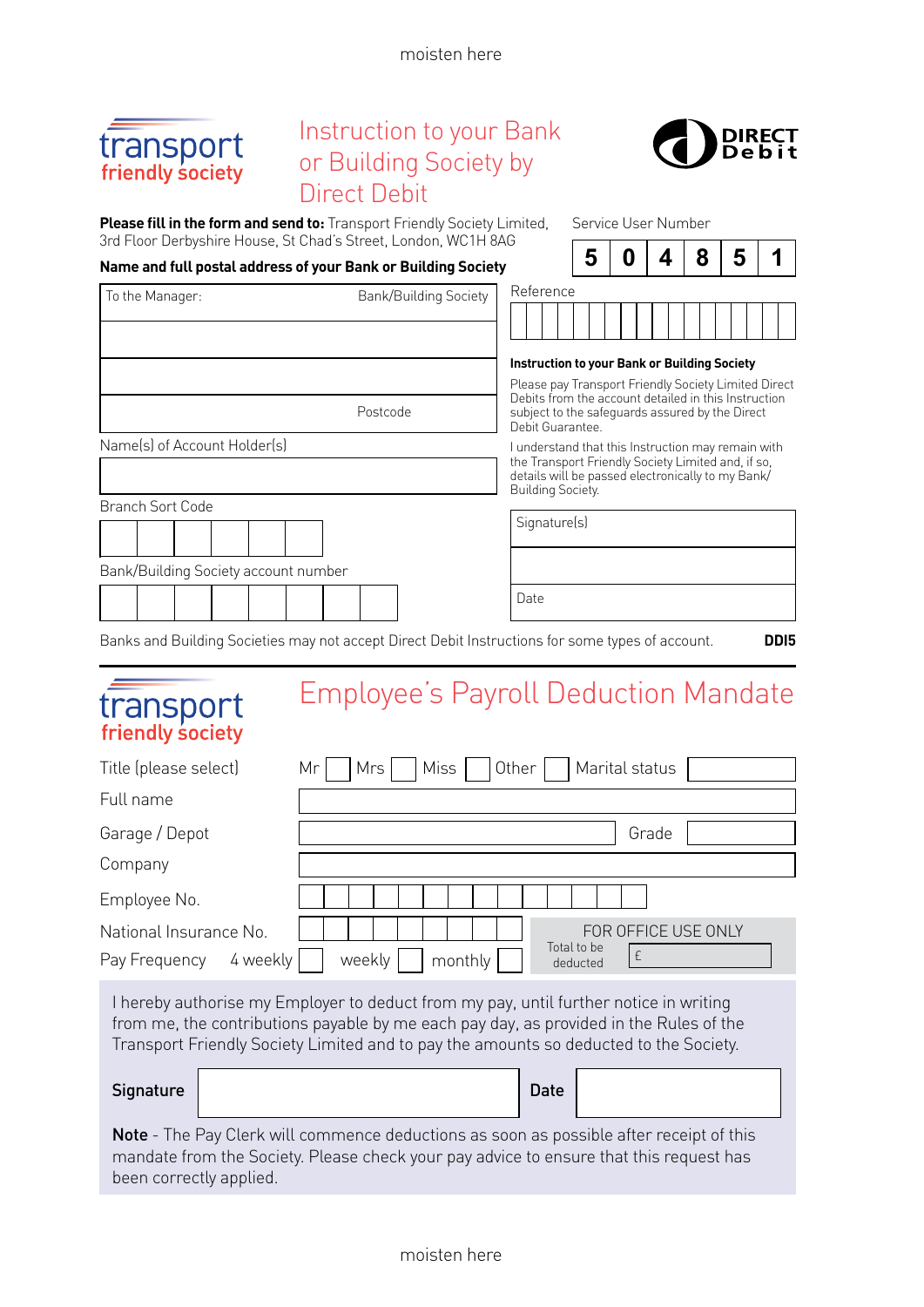moisten here

transport friendly society

# Instruction to your Bank or Building Society by Direct Debit

DIRECT Debit

**Please fill in the form and send to:** Transport Friendly Society Limited, 3rd Floor Derbyshire House, St Chad's Street, London, WC1H 8AG

**Name and full postal address of your Bank or Building Society**

To the Manager: Bank/Building Society

Postcode

Name(s) of Account Holder(s)

Branch Sort Code

Bank/Building Society account number

Service User Number

| 5 | 0 | 4 | 8 | 5 | 1 |
|---|---|---|---|---|---|

Reference

**Instruction to your Bank or Building Society**

Please pay Transport Friendly Society Limited Direct Debits from the account detailed in this Instruction subject to the safeguards assured by the Direct Debit Guarantee.

I understand that this Instruction may remain with the Transport Friendly Society Limited and, if so, details will be passed electronically to my Bank/ Building Society.

Signature(s)

Date

Banks and Building Societies may not accept Direct Debit Instructions for some types of account. **DDI5**

---

transport friendly society

# Employee's Payroll Deduction Mandate

Title (please select) Mr ☐ Mrs ☐ Miss ☐ Other ☐ Marital status

Full name

Garage / Depot Grade

Company

Employee No.

National Insurance No.

Pay Frequency 4 weekly ☐ weekly ☐ monthly ☐

FOR OFFICE USE ONLY
Total to be deducted £

I hereby authorise my Employer to deduct from my pay, until further notice in writing from me, the contributions payable by me each pay day, as provided in the Rules of the Transport Friendly Society Limited and to pay the amounts so deducted to the Society.

**Signature** **Date**

**Note** - The Pay Clerk will commence deductions as soon as possible after receipt of this mandate from the Society. Please check your pay advice to ensure that this request has been correctly applied.

moisten here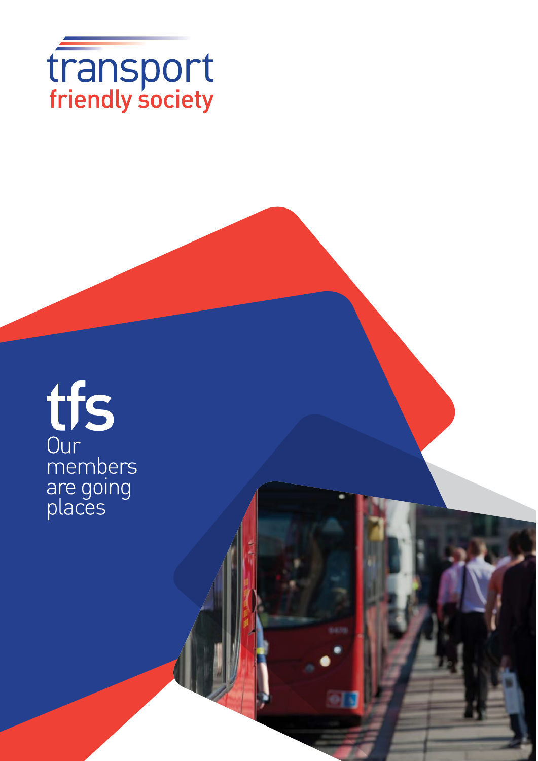# transport friendly society

# tfs

Our members are going places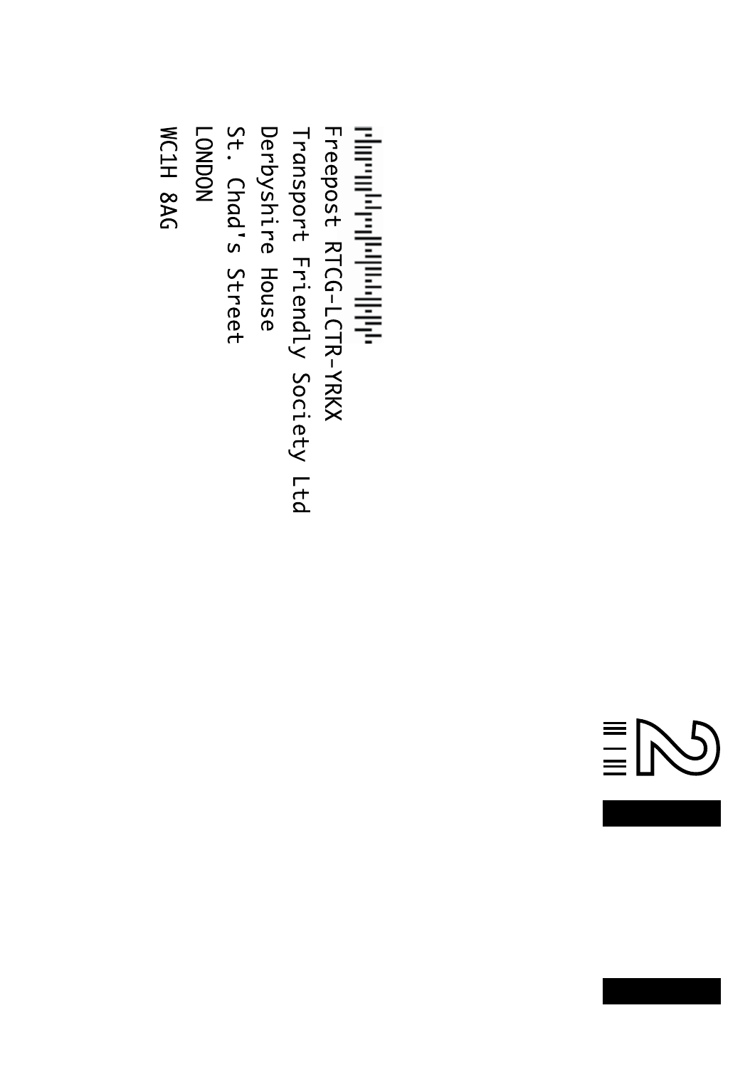Freepost RTCG-LCTR-YRKX
Transport Friendly Society Ltd
Derbyshire House
St. Chad's Street
LONDON
WC1H 8AG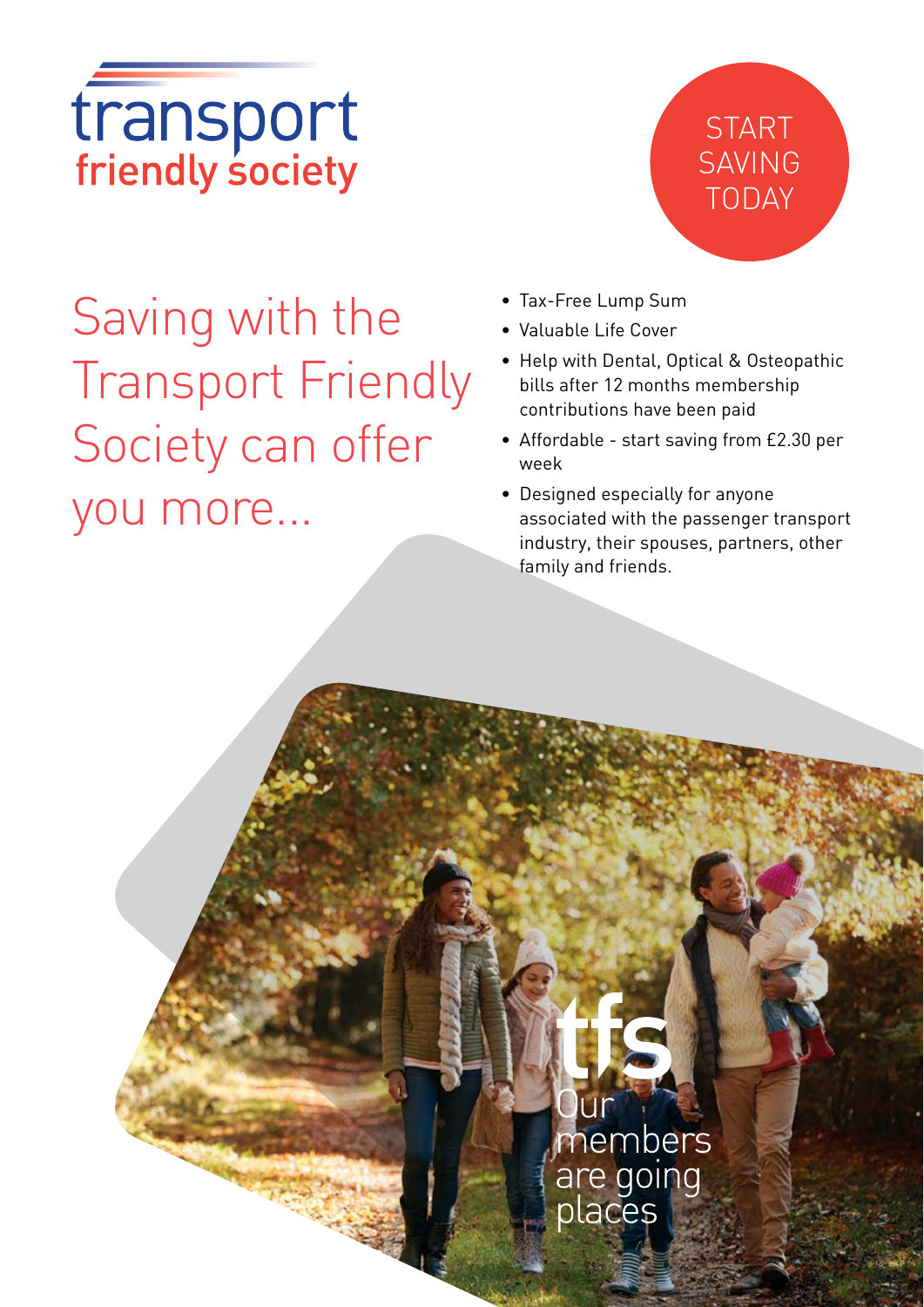transport
friendly society

START SAVING TODAY

# Saving with the Transport Friendly Society can offer you more...

- Tax-Free Lump Sum
- Valuable Life Cover
- Help with Dental, Optical & Osteopathic bills after 12 months membership contributions have been paid
- Affordable - start saving from £2.30 per week
- Designed especially for anyone associated with the passenger transport industry, their spouses, partners, other family and friends.

tfs

Our members are going places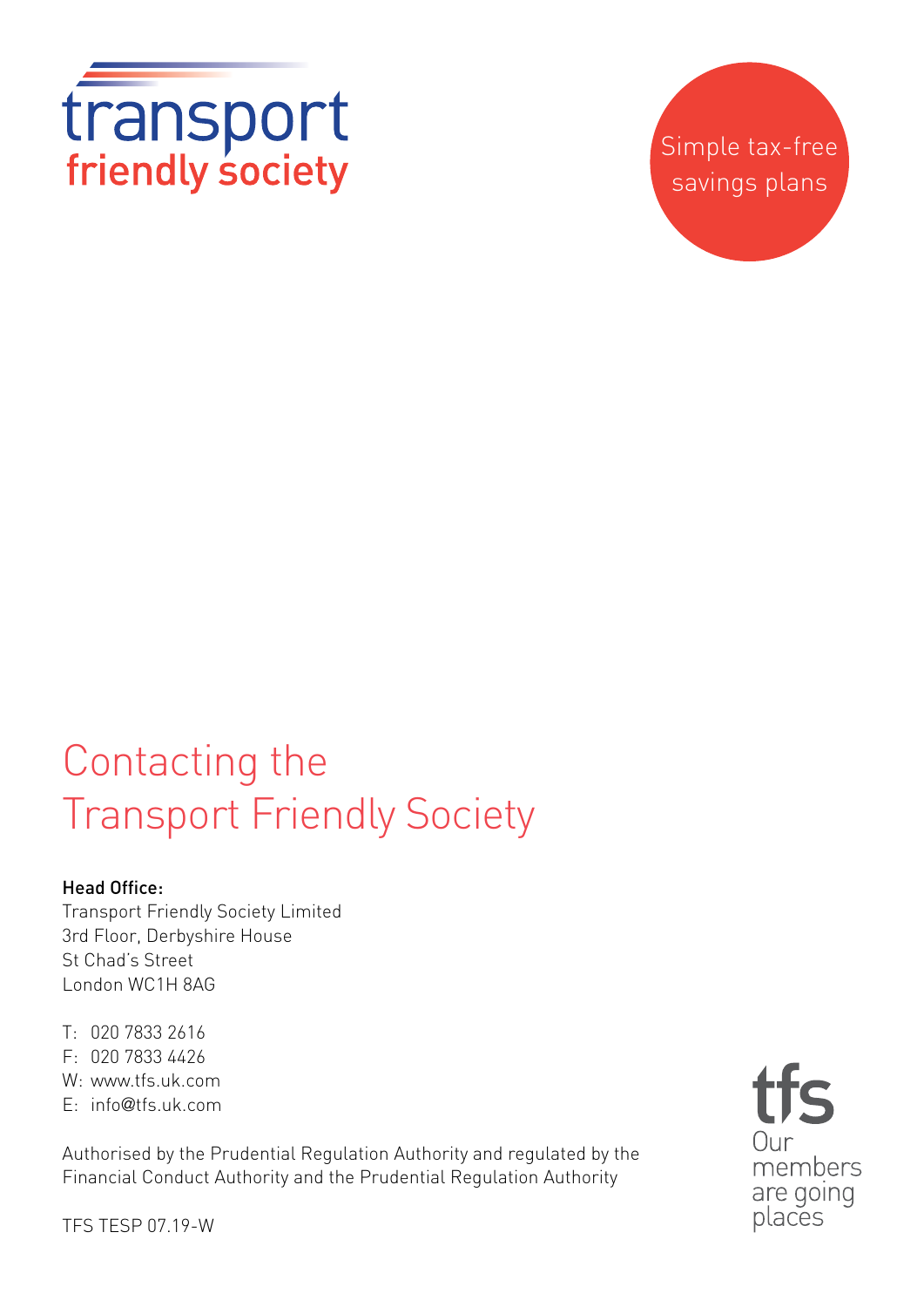transport
friendly society

Simple tax-free savings plans

# Contacting the Transport Friendly Society

**Head Office:**
Transport Friendly Society Limited
3rd Floor, Derbyshire House
St Chad's Street
London WC1H 8AG

T: 020 7833 2616
F: 020 7833 4426
W: www.tfs.uk.com
E: info@tfs.uk.com

Authorised by the Prudential Regulation Authority and regulated by the Financial Conduct Authority and the Prudential Regulation Authority

TFS TESP 07.19-W

tfs
Our members are going places